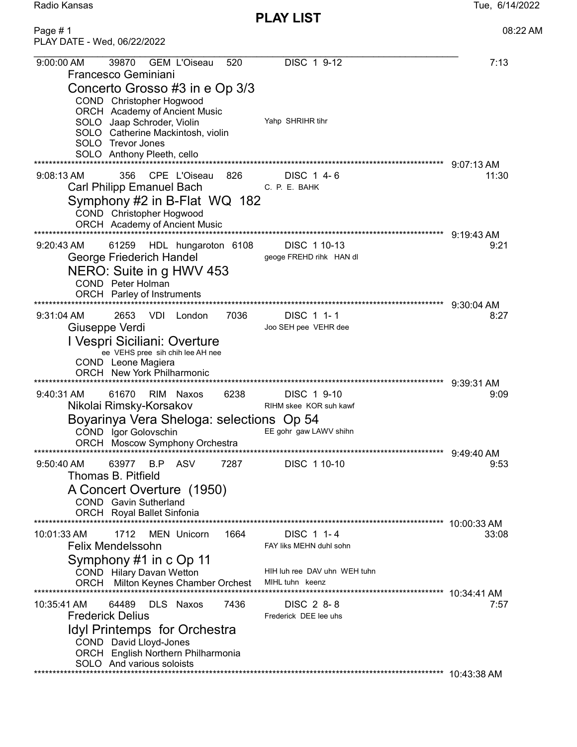Radio Kansas

# PLAY LIST

Tue, 6/14/2022

08:22 AM

PLAY DATE - Wed, 06/22/2022

---

9:00:00 AM 39870 GEM L'Oiseau 520 DISC 1 9-12 7:13

Francesco Geminiani

## Concerto Grosso #3 in e Op 3/3

COND Christopher Hogwood
ORCH Academy of Ancient Music
SOLO Jaap Schroder, Violin — Yahp SHRIHR tihr
SOLO Catherine Mackintosh, violin
SOLO Trevor Jones
SOLO Anthony Pleeth, cello

9:07:13 AM

---

9:08:13 AM 356 CPE L'Oiseau 826 DISC 1 4-6 11:30

Carl Philipp Emanuel Bach — C. P. E. BAHK

## Symphony #2 in B-Flat WQ 182

COND Christopher Hogwood
ORCH Academy of Ancient Music

9:19:43 AM

---

9:20:43 AM 61259 HDL hungaroton 6108 DISC 1 10-13 9:21

George Friederich Handel — geoge FREHD rihk HAN dl

## NERO: Suite in g HWV 453

COND Peter Holman
ORCH Parley of Instruments

9:30:04 AM

---

9:31:04 AM 2653 VDI London 7036 DISC 1 1-1 8:27

Giuseppe Verdi — Joo SEH pee VEHR dee

## I Vespri Siciliani: Overture

ee VEHS pree sih chih lee AH nee

COND Leone Magiera
ORCH New York Philharmonic

9:39:31 AM

---

9:40:31 AM 61670 RIM Naxos 6238 DISC 1 9-10 9:09

Nikolai Rimsky-Korsakov — RIHM skee KOR suh kawf

## Boyarinya Vera Sheloga: selections Op 54

COND Igor Golovschin — EE gohr gaw LAWV shihn
ORCH Moscow Symphony Orchestra

9:49:40 AM

---

9:50:40 AM 63977 B.P ASV 7287 DISC 1 10-10 9:53

Thomas B. Pitfield

## A Concert Overture (1950)

COND Gavin Sutherland
ORCH Royal Ballet Sinfonia

10:00:33 AM

---

10:01:33 AM 1712 MEN Unicorn 1664 DISC 1 1-4 33:08

Felix Mendelssohn — FAY liks MEHN duhl sohn

## Symphony #1 in c Op 11

COND Hilary Davan Wetton — HIH luh ree DAV uhn WEH tuhn
ORCH Milton Keynes Chamber Orchest — MIHL tuhn keenz

10:34:41 AM

---

10:35:41 AM 64489 DLS Naxos 7436 DISC 2 8-8 7:57

Frederick Delius — Frederick DEE lee uhs

## Idyl Printemps for Orchestra

COND David Lloyd-Jones
ORCH English Northern Philharmonia
SOLO And various soloists

10:43:38 AM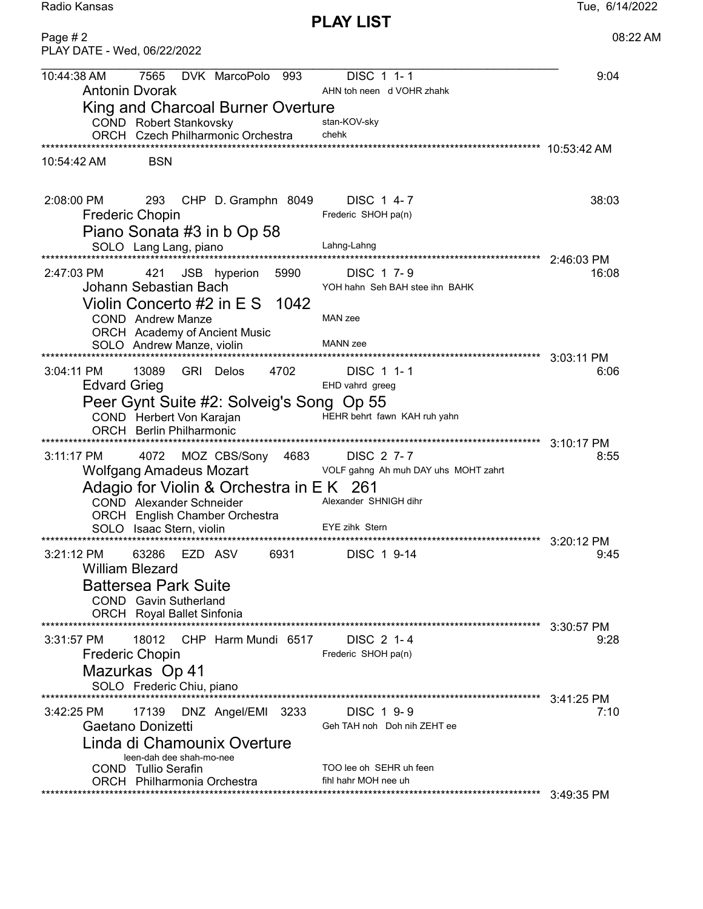**PLAY LIST**

PLAY DATE - Wed, 06/22/2022

10:44:38 AM 7565 DVK MarcoPolo 993 DISC 1 1- 1 9:04
Antonin Dvorak — AHN toh neen d VOHR zhahk
**King and Charcoal Burner Overture**
COND Robert Stankovsky — stan-KOV-sky
ORCH Czech Philharmonic Orchestra — chehk
10:53:42 AM

10:54:42 AM BSN

2:08:00 PM 293 CHP D. Gramphn 8049 DISC 1 4- 7 38:03
Frederic Chopin — Frederic SHOH pa(n)
**Piano Sonata #3 in b Op 58**
SOLO Lang Lang, piano — Lahng-Lahng
2:46:03 PM

2:47:03 PM 421 JSB hyperion 5990 DISC 1 7- 9 16:08
Johann Sebastian Bach — YOH hahn Seh BAH stee ihn BAHK
**Violin Concerto #2 in E S 1042**
COND Andrew Manze — MAN zee
ORCH Academy of Ancient Music
SOLO Andrew Manze, violin — MANN zee
3:03:11 PM

3:04:11 PM 13089 GRI Delos 4702 DISC 1 1- 1 6:06
Edvard Grieg — EHD vahrd greeg
**Peer Gynt Suite #2: Solveig's Song Op 55**
COND Herbert Von Karajan — HEHR behrt fawn KAH ruh yahn
ORCH Berlin Philharmonic
3:10:17 PM

3:11:17 PM 4072 MOZ CBS/Sony 4683 DISC 2 7- 7 8:55
Wolfgang Amadeus Mozart — VOLF gahng Ah muh DAY uhs MOHT zahrt
**Adagio for Violin & Orchestra in E K 261**
COND Alexander Schneider — Alexander SHNIGH dihr
ORCH English Chamber Orchestra
SOLO Isaac Stern, violin — EYE zihk Stern
3:20:12 PM

3:21:12 PM 63286 EZD ASV 6931 DISC 1 9-14 9:45
William Blezard
**Battersea Park Suite**
COND Gavin Sutherland
ORCH Royal Ballet Sinfonia
3:30:57 PM

3:31:57 PM 18012 CHP Harm Mundi 6517 DISC 2 1- 4 9:28
Frederic Chopin — Frederic SHOH pa(n)
**Mazurkas Op 41**
SOLO Frederic Chiu, piano
3:41:25 PM

3:42:25 PM 17139 DNZ Angel/EMI 3233 DISC 1 9- 9 7:10
Gaetano Donizetti — Geh TAH noh Doh nih ZEHT ee
**Linda di Chamounix Overture**
leen-dah dee shah-mo-nee
COND Tullio Serafin — TOO lee oh SEHR uh feen
ORCH Philharmonia Orchestra — fihl hahr MOH nee uh
3:49:35 PM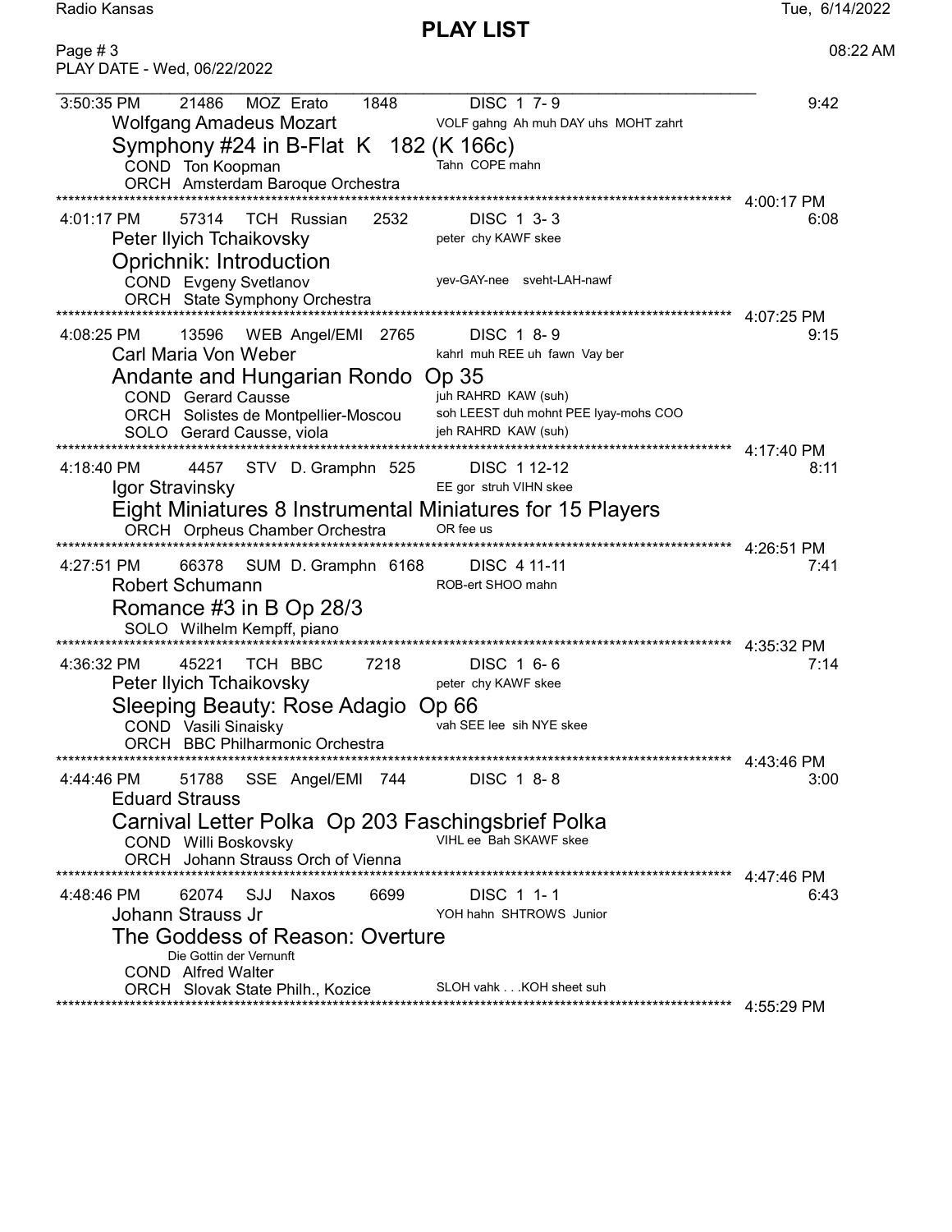# PLAY LIST

PLAY DATE - Wed, 06/22/2022

---

**3:50:35 PM** 21486 MOZ Erato 1848 DISC 1 7- 9 — 9:42

Wolfgang Amadeus Mozart — VOLF gahng Ah muh DAY uhs MOHT zahrt

### Symphony #24 in B-Flat K 182 (K 166c)

COND Ton Koopman — Tahn COPE mahn

ORCH Amsterdam Baroque Orchestra

4:00:17 PM

---

**4:01:17 PM** 57314 TCH Russian 2532 DISC 1 3- 3 — 6:08

Peter Ilyich Tchaikovsky — peter chy KAWF skee

### Oprichnik: Introduction

COND Evgeny Svetlanov — yev-GAY-nee sveht-LAH-nawf

ORCH State Symphony Orchestra

4:07:25 PM

---

**4:08:25 PM** 13596 WEB Angel/EMI 2765 DISC 1 8- 9 — 9:15

Carl Maria Von Weber — kahrl muh REE uh fawn Vay ber

### Andante and Hungarian Rondo Op 35

COND Gerard Causse — juh RAHRD KAW (suh)

ORCH Solistes de Montpellier-Moscou — soh LEEST duh mohnt PEE lyay-mohs COO

SOLO Gerard Causse, viola — jeh RAHRD KAW (suh)

4:17:40 PM

---

**4:18:40 PM** 4457 STV D. Gramphn 525 DISC 1 12-12 — 8:11

Igor Stravinsky — EE gor struh VIHN skee

### Eight Miniatures 8 Instrumental Miniatures for 15 Players

ORCH Orpheus Chamber Orchestra — OR fee us

4:26:51 PM

---

**4:27:51 PM** 66378 SUM D. Gramphn 6168 DISC 4 11-11 — 7:41

Robert Schumann — ROB-ert SHOO mahn

### Romance #3 in B Op 28/3

SOLO Wilhelm Kempff, piano

4:35:32 PM

---

**4:36:32 PM** 45221 TCH BBC 7218 DISC 1 6- 6 — 7:14

Peter Ilyich Tchaikovsky — peter chy KAWF skee

### Sleeping Beauty: Rose Adagio Op 66

COND Vasili Sinaisky — vah SEE lee sih NYE skee

ORCH BBC Philharmonic Orchestra

4:43:46 PM

---

**4:44:46 PM** 51788 SSE Angel/EMI 744 DISC 1 8- 8 — 3:00

Eduard Strauss

### Carnival Letter Polka Op 203 Faschingsbrief Polka

COND Willi Boskovsky — VIHL ee Bah SKAWF skee

ORCH Johann Strauss Orch of Vienna

4:47:46 PM

---

**4:48:46 PM** 62074 SJJ Naxos 6699 DISC 1 1- 1 — 6:43

Johann Strauss Jr — YOH hahn SHTROWS Junior

### The Goddess of Reason: Overture

Die Gottin der Vernunft

COND Alfred Walter

ORCH Slovak State Philh., Kozice — SLOH vahk . . .KOH sheet suh

4:55:29 PM